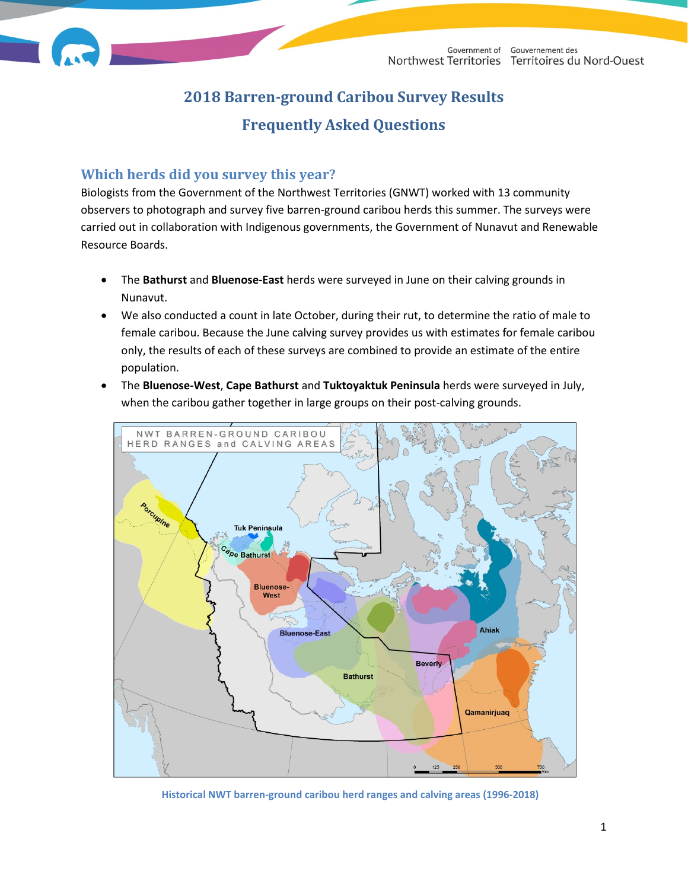# 2018 Barren-ground Caribou Survey Results

# Frequently Asked Questions

## Which herds did you survey this year?

Biologists from the Government of the Northwest Territories (GNWT) worked with 13 community observers to photograph and survey five barren-ground caribou herds this summer. The surveys were carried out in collaboration with Indigenous governments, the Government of Nunavut and Renewable Resource Boards.

- The **Bathurst** and **Bluenose-East** herds were surveyed in June on their calving grounds in Nunavut.
- We also conducted a count in late October, during their rut, to determine the ratio of male to female caribou. Because the June calving survey provides us with estimates for female caribou only, the results of each of these surveys are combined to provide an estimate of the entire population.
- The **Bluenose-West**, **Cape Bathurst** and **Tuktoyaktuk Peninsula** herds were surveyed in July, when the caribou gather together in large groups on their post-calving grounds.

Historical NWT barren-ground caribou herd ranges and calving areas (1996-2018)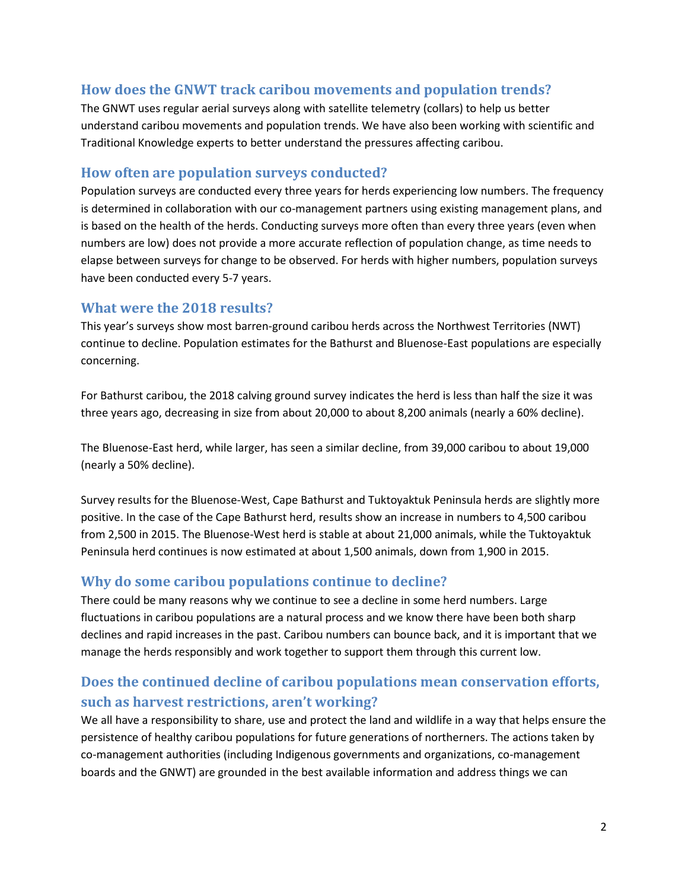## How does the GNWT track caribou movements and population trends?

The GNWT uses regular aerial surveys along with satellite telemetry (collars) to help us better understand caribou movements and population trends. We have also been working with scientific and Traditional Knowledge experts to better understand the pressures affecting caribou.

## How often are population surveys conducted?

Population surveys are conducted every three years for herds experiencing low numbers. The frequency is determined in collaboration with our co-management partners using existing management plans, and is based on the health of the herds. Conducting surveys more often than every three years (even when numbers are low) does not provide a more accurate reflection of population change, as time needs to elapse between surveys for change to be observed. For herds with higher numbers, population surveys have been conducted every 5-7 years.

## What were the 2018 results?

This year's surveys show most barren-ground caribou herds across the Northwest Territories (NWT) continue to decline. Population estimates for the Bathurst and Bluenose-East populations are especially concerning.

For Bathurst caribou, the 2018 calving ground survey indicates the herd is less than half the size it was three years ago, decreasing in size from about 20,000 to about 8,200 animals (nearly a 60% decline).

The Bluenose-East herd, while larger, has seen a similar decline, from 39,000 caribou to about 19,000 (nearly a 50% decline).

Survey results for the Bluenose-West, Cape Bathurst and Tuktoyaktuk Peninsula herds are slightly more positive. In the case of the Cape Bathurst herd, results show an increase in numbers to 4,500 caribou from 2,500 in 2015. The Bluenose-West herd is stable at about 21,000 animals, while the Tuktoyaktuk Peninsula herd continues is now estimated at about 1,500 animals, down from 1,900 in 2015.

## Why do some caribou populations continue to decline?

There could be many reasons why we continue to see a decline in some herd numbers. Large fluctuations in caribou populations are a natural process and we know there have been both sharp declines and rapid increases in the past. Caribou numbers can bounce back, and it is important that we manage the herds responsibly and work together to support them through this current low.

## Does the continued decline of caribou populations mean conservation efforts, such as harvest restrictions, aren't working?

We all have a responsibility to share, use and protect the land and wildlife in a way that helps ensure the persistence of healthy caribou populations for future generations of northerners. The actions taken by co-management authorities (including Indigenous governments and organizations, co-management boards and the GNWT) are grounded in the best available information and address things we can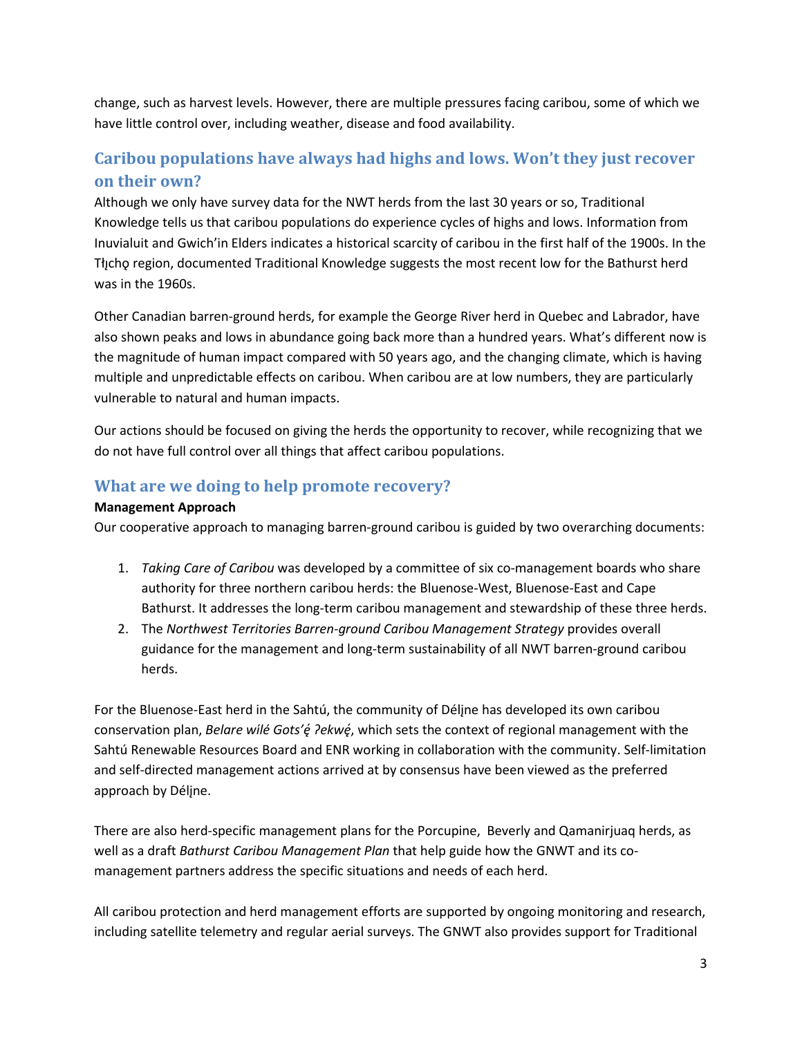change, such as harvest levels. However, there are multiple pressures facing caribou, some of which we have little control over, including weather, disease and food availability.

## Caribou populations have always had highs and lows. Won't they just recover on their own?

Although we only have survey data for the NWT herds from the last 30 years or so, Traditional Knowledge tells us that caribou populations do experience cycles of highs and lows. Information from Inuvialuit and Gwich'in Elders indicates a historical scarcity of caribou in the first half of the 1900s. In the Tłı̨chǫ region, documented Traditional Knowledge suggests the most recent low for the Bathurst herd was in the 1960s.

Other Canadian barren-ground herds, for example the George River herd in Quebec and Labrador, have also shown peaks and lows in abundance going back more than a hundred years. What's different now is the magnitude of human impact compared with 50 years ago, and the changing climate, which is having multiple and unpredictable effects on caribou. When caribou are at low numbers, they are particularly vulnerable to natural and human impacts.

Our actions should be focused on giving the herds the opportunity to recover, while recognizing that we do not have full control over all things that affect caribou populations.

## What are we doing to help promote recovery?

**Management Approach**

Our cooperative approach to managing barren-ground caribou is guided by two overarching documents:

1. *Taking Care of Caribou* was developed by a committee of six co-management boards who share authority for three northern caribou herds: the Bluenose-West, Bluenose-East and Cape Bathurst. It addresses the long-term caribou management and stewardship of these three herds.
2. The *Northwest Territories Barren-ground Caribou Management Strategy* provides overall guidance for the management and long-term sustainability of all NWT barren-ground caribou herds.

For the Bluenose-East herd in the Sahtú, the community of Délı̨ne has developed its own caribou conservation plan, *Belare wílé Gots'ę́ ?ekwę́*, which sets the context of regional management with the Sahtú Renewable Resources Board and ENR working in collaboration with the community. Self-limitation and self-directed management actions arrived at by consensus have been viewed as the preferred approach by Délı̨ne.

There are also herd-specific management plans for the Porcupine, Beverly and Qamanirjuaq herds, as well as a draft *Bathurst Caribou Management Plan* that help guide how the GNWT and its co-management partners address the specific situations and needs of each herd.

All caribou protection and herd management efforts are supported by ongoing monitoring and research, including satellite telemetry and regular aerial surveys. The GNWT also provides support for Traditional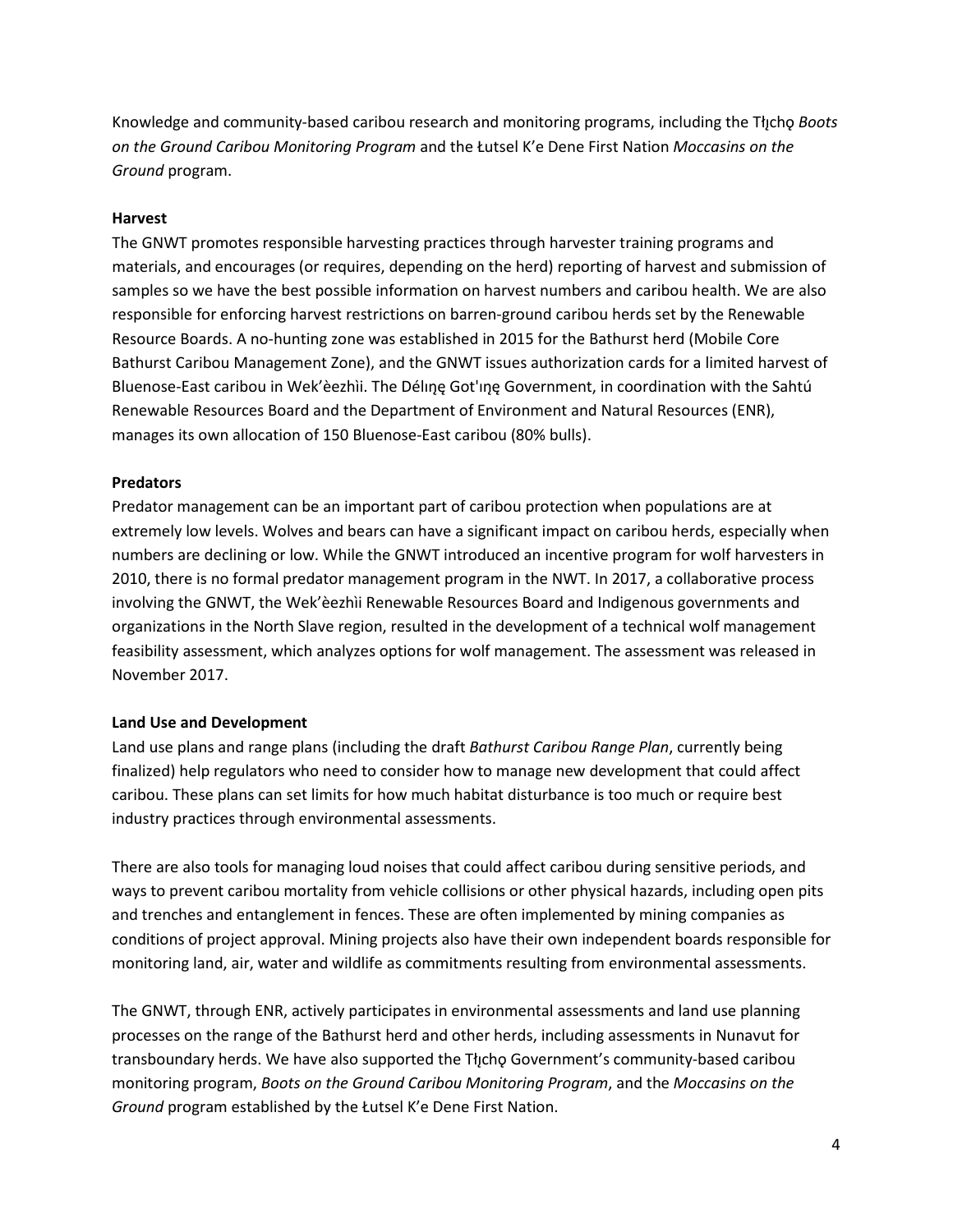Knowledge and community-based caribou research and monitoring programs, including the Tłı̨chǫ *Boots on the Ground Caribou Monitoring Program* and the Łutsel K'e Dene First Nation *Moccasins on the Ground* program.

**Harvest**

The GNWT promotes responsible harvesting practices through harvester training programs and materials, and encourages (or requires, depending on the herd) reporting of harvest and submission of samples so we have the best possible information on harvest numbers and caribou health. We are also responsible for enforcing harvest restrictions on barren-ground caribou herds set by the Renewable Resource Boards. A no-hunting zone was established in 2015 for the Bathurst herd (Mobile Core Bathurst Caribou Management Zone), and the GNWT issues authorization cards for a limited harvest of Bluenose-East caribou in Wek'èezhìi. The Délı̨nę Got'ı̨nę Government, in coordination with the Sahtú Renewable Resources Board and the Department of Environment and Natural Resources (ENR), manages its own allocation of 150 Bluenose-East caribou (80% bulls).

**Predators**

Predator management can be an important part of caribou protection when populations are at extremely low levels. Wolves and bears can have a significant impact on caribou herds, especially when numbers are declining or low. While the GNWT introduced an incentive program for wolf harvesters in 2010, there is no formal predator management program in the NWT. In 2017, a collaborative process involving the GNWT, the Wek'èezhìi Renewable Resources Board and Indigenous governments and organizations in the North Slave region, resulted in the development of a technical wolf management feasibility assessment, which analyzes options for wolf management. The assessment was released in November 2017.

**Land Use and Development**

Land use plans and range plans (including the draft *Bathurst Caribou Range Plan*, currently being finalized) help regulators who need to consider how to manage new development that could affect caribou. These plans can set limits for how much habitat disturbance is too much or require best industry practices through environmental assessments.

There are also tools for managing loud noises that could affect caribou during sensitive periods, and ways to prevent caribou mortality from vehicle collisions or other physical hazards, including open pits and trenches and entanglement in fences. These are often implemented by mining companies as conditions of project approval. Mining projects also have their own independent boards responsible for monitoring land, air, water and wildlife as commitments resulting from environmental assessments.

The GNWT, through ENR, actively participates in environmental assessments and land use planning processes on the range of the Bathurst herd and other herds, including assessments in Nunavut for transboundary herds. We have also supported the Tłı̨chǫ Government's community-based caribou monitoring program, *Boots on the Ground Caribou Monitoring Program*, and the *Moccasins on the Ground* program established by the Łutsel K'e Dene First Nation.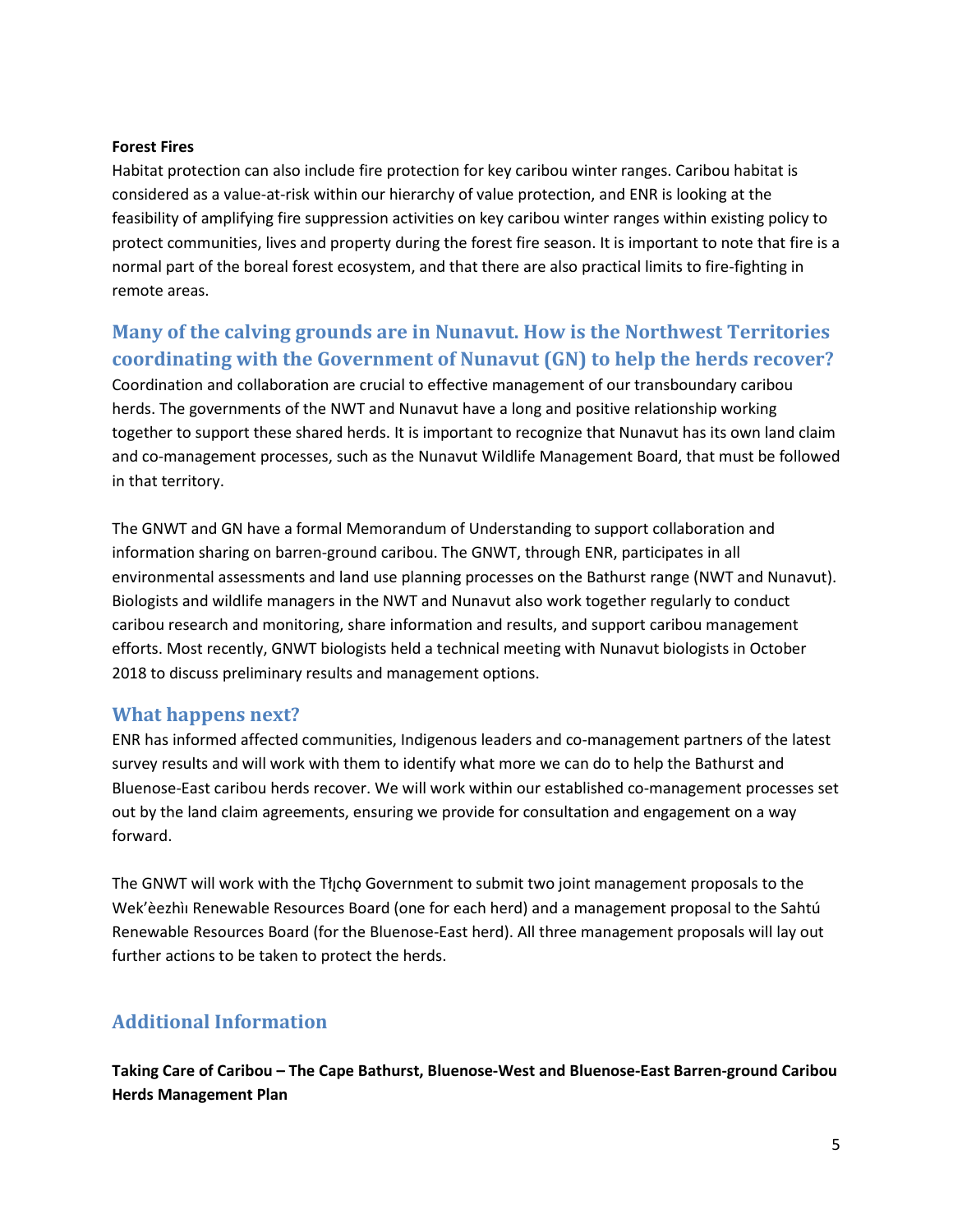**Forest Fires**

Habitat protection can also include fire protection for key caribou winter ranges. Caribou habitat is considered as a value-at-risk within our hierarchy of value protection, and ENR is looking at the feasibility of amplifying fire suppression activities on key caribou winter ranges within existing policy to protect communities, lives and property during the forest fire season. It is important to note that fire is a normal part of the boreal forest ecosystem, and that there are also practical limits to fire-fighting in remote areas.

## Many of the calving grounds are in Nunavut. How is the Northwest Territories coordinating with the Government of Nunavut (GN) to help the herds recover?

Coordination and collaboration are crucial to effective management of our transboundary caribou herds. The governments of the NWT and Nunavut have a long and positive relationship working together to support these shared herds. It is important to recognize that Nunavut has its own land claim and co-management processes, such as the Nunavut Wildlife Management Board, that must be followed in that territory.

The GNWT and GN have a formal Memorandum of Understanding to support collaboration and information sharing on barren-ground caribou. The GNWT, through ENR, participates in all environmental assessments and land use planning processes on the Bathurst range (NWT and Nunavut). Biologists and wildlife managers in the NWT and Nunavut also work together regularly to conduct caribou research and monitoring, share information and results, and support caribou management efforts. Most recently, GNWT biologists held a technical meeting with Nunavut biologists in October 2018 to discuss preliminary results and management options.

## What happens next?

ENR has informed affected communities, Indigenous leaders and co-management partners of the latest survey results and will work with them to identify what more we can do to help the Bathurst and Bluenose-East caribou herds recover. We will work within our established co-management processes set out by the land claim agreements, ensuring we provide for consultation and engagement on a way forward.

The GNWT will work with the Tłı̨chǫ Government to submit two joint management proposals to the Wek'èezhìı Renewable Resources Board (one for each herd) and a management proposal to the Sahtú Renewable Resources Board (for the Bluenose-East herd). All three management proposals will lay out further actions to be taken to protect the herds.

# Additional Information

**Taking Care of Caribou – The Cape Bathurst, Bluenose-West and Bluenose-East Barren-ground Caribou Herds Management Plan**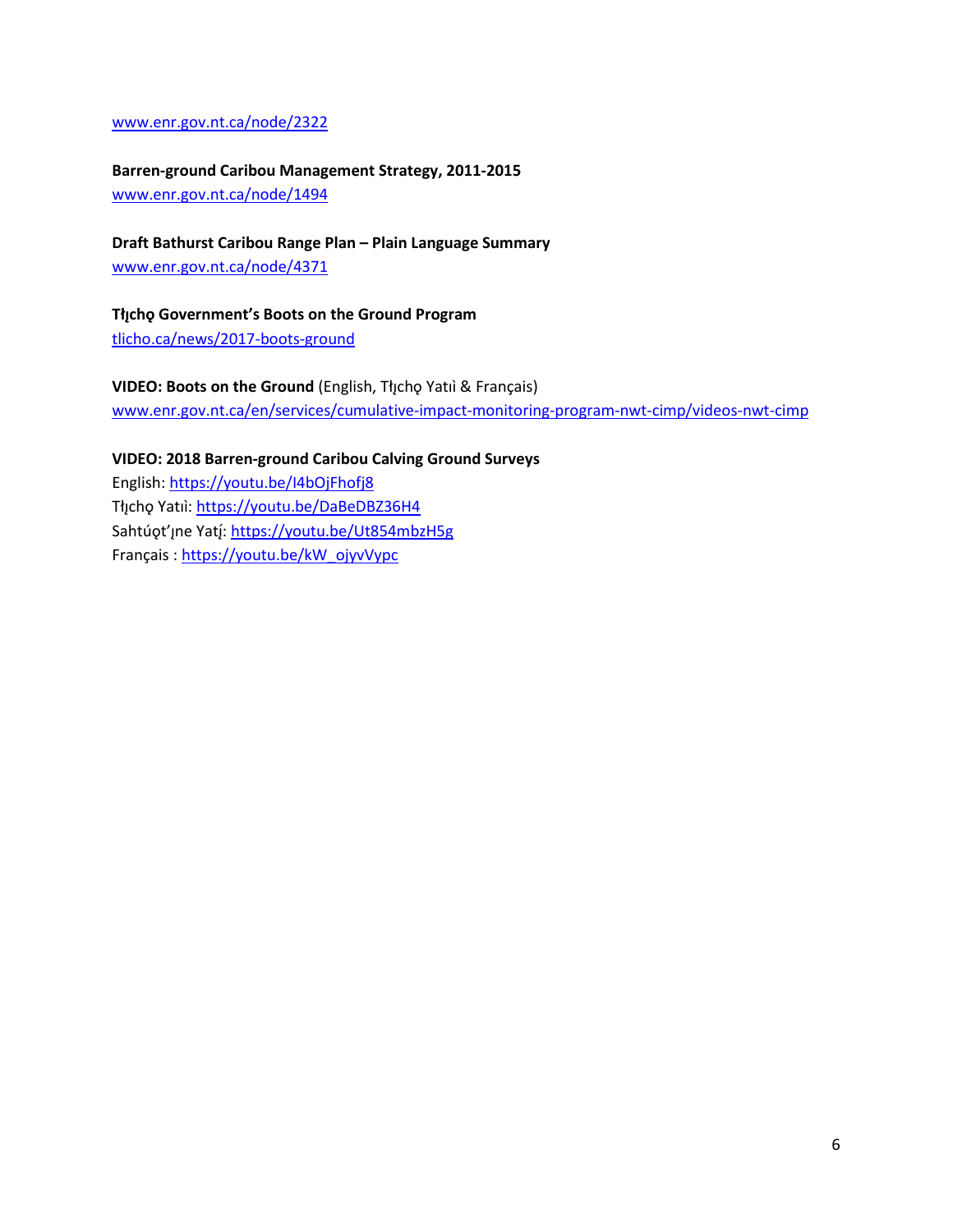www.enr.gov.nt.ca/node/2322

**Barren-ground Caribou Management Strategy, 2011-2015**
www.enr.gov.nt.ca/node/1494

**Draft Bathurst Caribou Range Plan – Plain Language Summary**
www.enr.gov.nt.ca/node/4371

**Tłı̨chǫ Government's Boots on the Ground Program**
tlicho.ca/news/2017-boots-ground

**VIDEO: Boots on the Ground** (English, Tłı̨chǫ Yatıı̀ & Français)
www.enr.gov.nt.ca/en/services/cumulative-impact-monitoring-program-nwt-cimp/videos-nwt-cimp

**VIDEO: 2018 Barren-ground Caribou Calving Ground Surveys**
English: https://youtu.be/I4bOjFhofj8
Tłı̨chǫ Yatıı̀: https://youtu.be/DaBeDBZ36H4
Sahtúǫt'ı̨ne Yatı́: https://youtu.be/Ut854mbzH5g
Français : https://youtu.be/kW_ojyvVypc